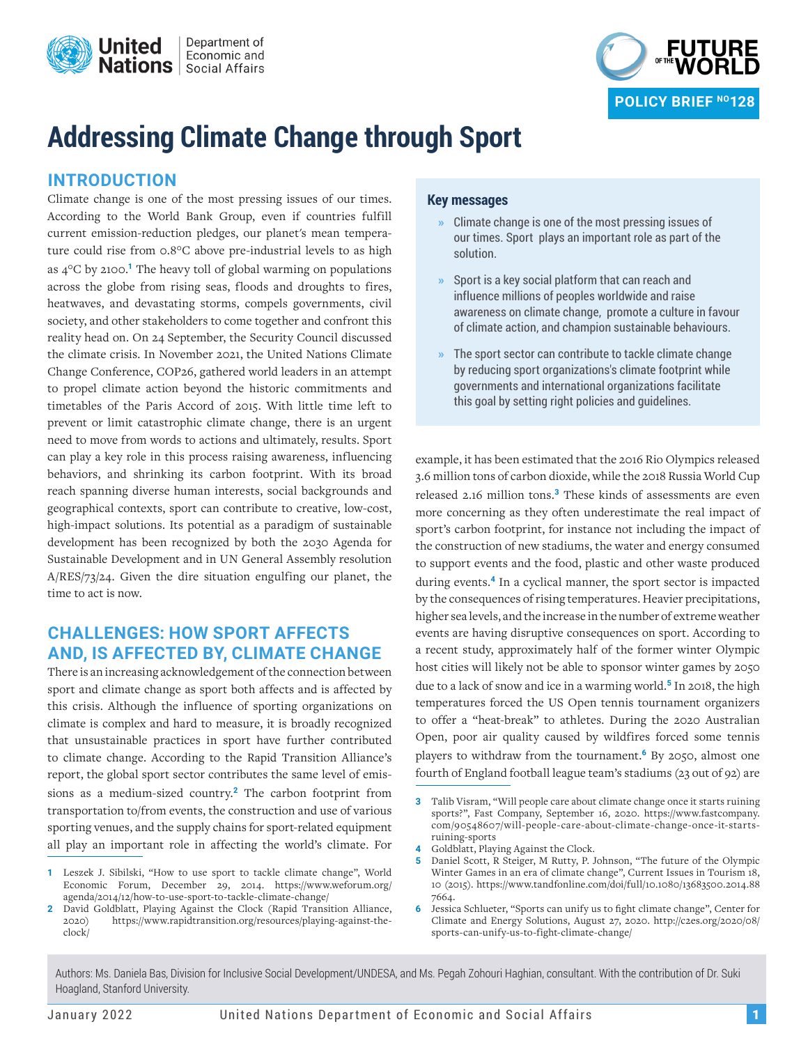United Nations | Department of Economic and Social Affairs

FUTURE OF THE WORLD

POLICY BRIEF NO128

# Addressing Climate Change through Sport

## INTRODUCTION

Climate change is one of the most pressing issues of our times. According to the World Bank Group, even if countries fulfill current emission-reduction pledges, our planet's mean temperature could rise from 0.8°C above pre-industrial levels to as high as 4°C by 2100.[1] The heavy toll of global warming on populations across the globe from rising seas, floods and droughts to fires, heatwaves, and devastating storms, compels governments, civil society, and other stakeholders to come together and confront this reality head on. On 24 September, the Security Council discussed the climate crisis. In November 2021, the United Nations Climate Change Conference, COP26, gathered world leaders in an attempt to propel climate action beyond the historic commitments and timetables of the Paris Accord of 2015. With little time left to prevent or limit catastrophic climate change, there is an urgent need to move from words to actions and ultimately, results. Sport can play a key role in this process raising awareness, influencing behaviors, and shrinking its carbon footprint. With its broad reach spanning diverse human interests, social backgrounds and geographical contexts, sport can contribute to creative, low-cost, high-impact solutions. Its potential as a paradigm of sustainable development has been recognized by both the 2030 Agenda for Sustainable Development and in UN General Assembly resolution A/RES/73/24. Given the dire situation engulfing our planet, the time to act is now.

### Key messages

- Climate change is one of the most pressing issues of our times. Sport plays an important role as part of the solution.
- Sport is a key social platform that can reach and influence millions of peoples worldwide and raise awareness on climate change, promote a culture in favour of climate action, and champion sustainable behaviours.
- The sport sector can contribute to tackle climate change by reducing sport organizations's climate footprint while governments and international organizations facilitate this goal by setting right policies and guidelines.

## CHALLENGES: HOW SPORT AFFECTS AND, IS AFFECTED BY, CLIMATE CHANGE

There is an increasing acknowledgement of the connection between sport and climate change as sport both affects and is affected by this crisis. Although the influence of sporting organizations on climate is complex and hard to measure, it is broadly recognized that unsustainable practices in sport have further contributed to climate change. According to the Rapid Transition Alliance's report, the global sport sector contributes the same level of emissions as a medium-sized country.[2] The carbon footprint from transportation to/from events, the construction and use of various sporting venues, and the supply chains for sport-related equipment all play an important role in affecting the world's climate. For example, it has been estimated that the 2016 Rio Olympics released 3.6 million tons of carbon dioxide, while the 2018 Russia World Cup released 2.16 million tons.[3] These kinds of assessments are even more concerning as they often underestimate the real impact of sport's carbon footprint, for instance not including the impact of the construction of new stadiums, the water and energy consumed to support events and the food, plastic and other waste produced during events.[4] In a cyclical manner, the sport sector is impacted by the consequences of rising temperatures. Heavier precipitations, higher sea levels, and the increase in the number of extreme weather events are having disruptive consequences on sport. According to a recent study, approximately half of the former winter Olympic host cities will likely not be able to sponsor winter games by 2050 due to a lack of snow and ice in a warming world.[5] In 2018, the high temperatures forced the US Open tennis tournament organizers to offer a "heat-break" to athletes. During the 2020 Australian Open, poor air quality caused by wildfires forced some tennis players to withdraw from the tournament.[6] By 2050, almost one fourth of England football league team's stadiums (23 out of 92) are

---

1 Leszek J. Sibilski, "How to use sport to tackle climate change", World Economic Forum, December 29, 2014. https://www.weforum.org/agenda/2014/12/how-to-use-sport-to-tackle-climate-change/

2 David Goldblatt, Playing Against the Clock (Rapid Transition Alliance, 2020) https://www.rapidtransition.org/resources/playing-against-the-clock/

3 Talib Visram, "Will people care about climate change once it starts ruining sports?", Fast Company, September 16, 2020. https://www.fastcompany.com/90548607/will-people-care-about-climate-change-once-it-starts-ruining-sports

4 Goldblatt, Playing Against the Clock.

5 Daniel Scott, R Steiger, M Rutty, P. Johnson, "The future of the Olympic Winter Games in an era of climate change", Current Issues in Tourism 18, 10 (2015). https://www.tandfonline.com/doi/full/10.1080/13683500.2014.887664.

6 Jessica Schlueter, "Sports can unify us to fight climate change", Center for Climate and Energy Solutions, August 27, 2020. http://c2es.org/2020/08/sports-can-unify-us-to-fight-climate-change/

Authors: Ms. Daniela Bas, Division for Inclusive Social Development/UNDESA, and Ms. Pegah Zohouri Haghian, consultant. With the contribution of Dr. Suki Hoagland, Stanford University.

January 2022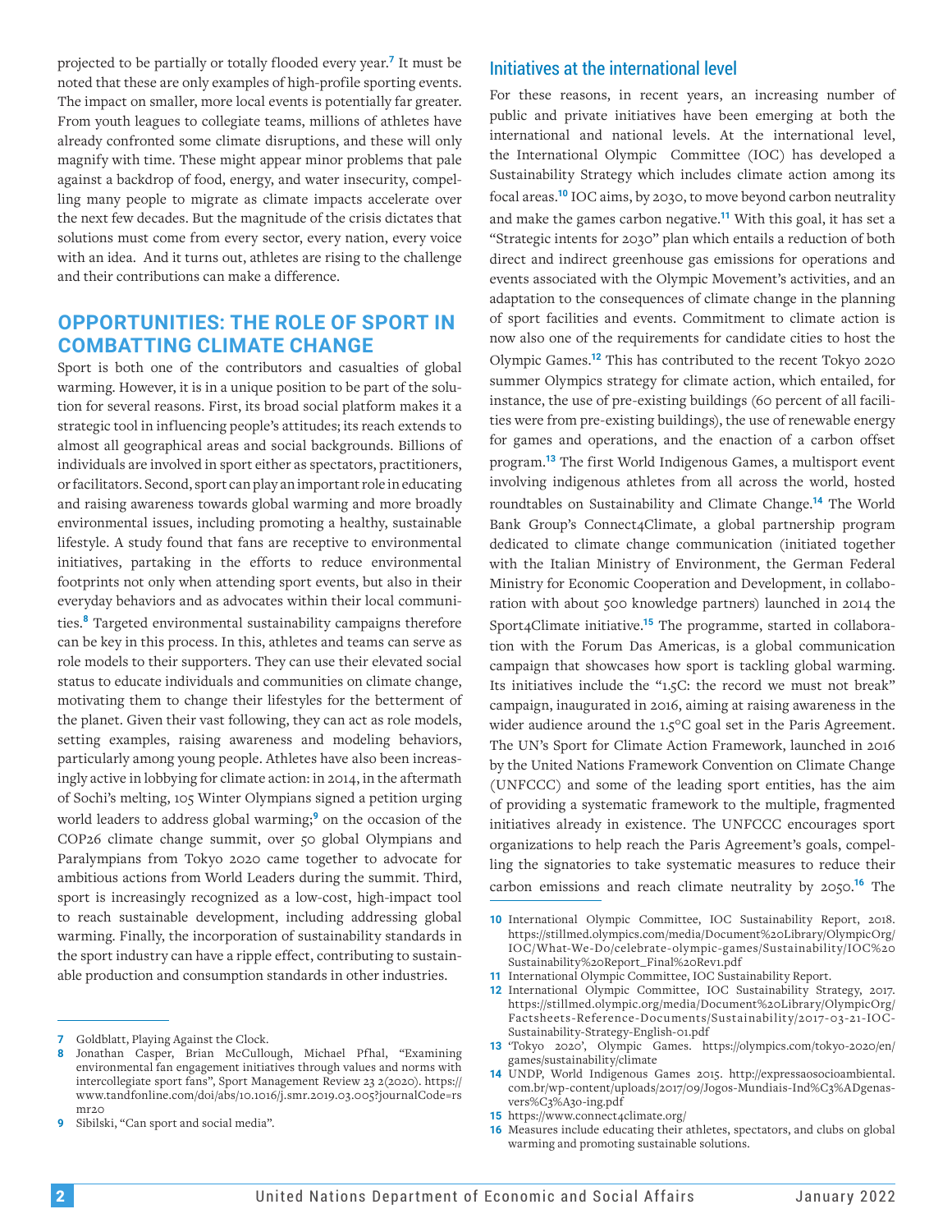projected to be partially or totally flooded every year.[7] It must be noted that these are only examples of high-profile sporting events. The impact on smaller, more local events is potentially far greater. From youth leagues to collegiate teams, millions of athletes have already confronted some climate disruptions, and these will only magnify with time. These might appear minor problems that pale against a backdrop of food, energy, and water insecurity, compelling many people to migrate as climate impacts accelerate over the next few decades. But the magnitude of the crisis dictates that solutions must come from every sector, every nation, every voice with an idea. And it turns out, athletes are rising to the challenge and their contributions can make a difference.

## OPPORTUNITIES: THE ROLE OF SPORT IN COMBATTING CLIMATE CHANGE

Sport is both one of the contributors and casualties of global warming. However, it is in a unique position to be part of the solution for several reasons. First, its broad social platform makes it a strategic tool in influencing people's attitudes; its reach extends to almost all geographical areas and social backgrounds. Billions of individuals are involved in sport either as spectators, practitioners, or facilitators. Second, sport can play an important role in educating and raising awareness towards global warming and more broadly environmental issues, including promoting a healthy, sustainable lifestyle. A study found that fans are receptive to environmental initiatives, partaking in the efforts to reduce environmental footprints not only when attending sport events, but also in their everyday behaviors and as advocates within their local communities.[8] Targeted environmental sustainability campaigns therefore can be key in this process. In this, athletes and teams can serve as role models to their supporters. They can use their elevated social status to educate individuals and communities on climate change, motivating them to change their lifestyles for the betterment of the planet. Given their vast following, they can act as role models, setting examples, raising awareness and modeling behaviors, particularly among young people. Athletes have also been increasingly active in lobbying for climate action: in 2014, in the aftermath of Sochi's melting, 105 Winter Olympians signed a petition urging world leaders to address global warming;[9] on the occasion of the COP26 climate change summit, over 50 global Olympians and Paralympians from Tokyo 2020 came together to advocate for ambitious actions from World Leaders during the summit. Third, sport is increasingly recognized as a low-cost, high-impact tool to reach sustainable development, including addressing global warming. Finally, the incorporation of sustainability standards in the sport industry can have a ripple effect, contributing to sustainable production and consumption standards in other industries.

### Initiatives at the international level

For these reasons, in recent years, an increasing number of public and private initiatives have been emerging at both the international and national levels. At the international level, the International Olympic Committee (IOC) has developed a Sustainability Strategy which includes climate action among its focal areas.[10] IOC aims, by 2030, to move beyond carbon neutrality and make the games carbon negative.[11] With this goal, it has set a "Strategic intents for 2030" plan which entails a reduction of both direct and indirect greenhouse gas emissions for operations and events associated with the Olympic Movement's activities, and an adaptation to the consequences of climate change in the planning of sport facilities and events. Commitment to climate action is now also one of the requirements for candidate cities to host the Olympic Games.[12] This has contributed to the recent Tokyo 2020 summer Olympics strategy for climate action, which entailed, for instance, the use of pre-existing buildings (60 percent of all facilities were from pre-existing buildings), the use of renewable energy for games and operations, and the enaction of a carbon offset program.[13] The first World Indigenous Games, a multisport event involving indigenous athletes from all across the world, hosted roundtables on Sustainability and Climate Change.[14] The World Bank Group's Connect4Climate, a global partnership program dedicated to climate change communication (initiated together with the Italian Ministry of Environment, the German Federal Ministry for Economic Cooperation and Development, in collaboration with about 500 knowledge partners) launched in 2014 the Sport4Climate initiative.[15] The programme, started in collaboration with the Forum Das Americas, is a global communication campaign that showcases how sport is tackling global warming. Its initiatives include the "1.5C: the record we must not break" campaign, inaugurated in 2016, aiming at raising awareness in the wider audience around the 1.5°C goal set in the Paris Agreement. The UN's Sport for Climate Action Framework, launched in 2016 by the United Nations Framework Convention on Climate Change (UNFCCC) and some of the leading sport entities, has the aim of providing a systematic framework to the multiple, fragmented initiatives already in existence. The UNFCCC encourages sport organizations to help reach the Paris Agreement's goals, compelling the signatories to take systematic measures to reduce their carbon emissions and reach climate neutrality by 2050.[16] The

---

7 Goldblatt, Playing Against the Clock.

8 Jonathan Casper, Brian McCullough, Michael Pfhal, "Examining environmental fan engagement initiatives through values and norms with intercollegiate sport fans", Sport Management Review 23 2(2020). https://www.tandfonline.com/doi/abs/10.1016/j.smr.2019.03.005?journalCode=rsmr20

9 Sibilski, "Can sport and social media".

10 International Olympic Committee, IOC Sustainability Report, 2018. https://stillmed.olympics.com/media/Document%20Library/OlympicOrg/IOC/What-We-Do/celebrate-olympic-games/Sustainability/IOC%20Sustainability%20Report_Final%20Rev1.pdf

11 International Olympic Committee, IOC Sustainability Report.

12 International Olympic Committee, IOC Sustainability Strategy, 2017. https://stillmed.olympic.org/media/Document%20Library/OlympicOrg/Factsheets-Reference-Documents/Sustainability/2017-03-21-IOC-Sustainability-Strategy-English-01.pdf

13 'Tokyo 2020', Olympic Games. https://olympics.com/tokyo-2020/en/games/sustainability/climate

14 UNDP, World Indigenous Games 2015. http://expressaosocioambiental.com.br/wp-content/uploads/2017/09/Jogos-Mundiais-Ind%C3%ADgenas-vers%C3%A3o-ing.pdf

15 https://www.connect4climate.org/

16 Measures include educating their athletes, spectators, and clubs on global warming and promoting sustainable solutions.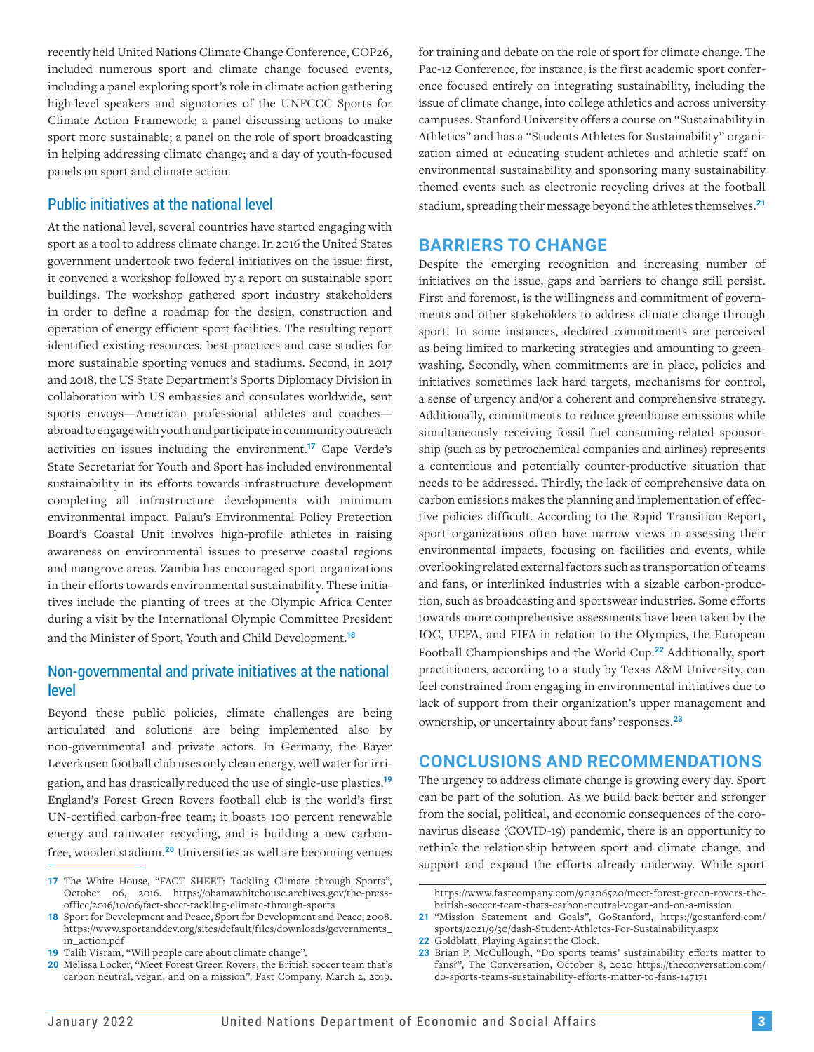recently held United Nations Climate Change Conference, COP26, included numerous sport and climate change focused events, including a panel exploring sport's role in climate action gathering high-level speakers and signatories of the UNFCCC Sports for Climate Action Framework; a panel discussing actions to make sport more sustainable; a panel on the role of sport broadcasting in helping addressing climate change; and a day of youth-focused panels on sport and climate action.

### Public initiatives at the national level

At the national level, several countries have started engaging with sport as a tool to address climate change. In 2016 the United States government undertook two federal initiatives on the issue: first, it convened a workshop followed by a report on sustainable sport buildings. The workshop gathered sport industry stakeholders in order to define a roadmap for the design, construction and operation of energy efficient sport facilities. The resulting report identified existing resources, best practices and case studies for more sustainable sporting venues and stadiums. Second, in 2017 and 2018, the US State Department's Sports Diplomacy Division in collaboration with US embassies and consulates worldwide, sent sports envoys—American professional athletes and coaches—abroad to engage with youth and participate in community outreach activities on issues including the environment.[17] Cape Verde's State Secretariat for Youth and Sport has included environmental sustainability in its efforts towards infrastructure development completing all infrastructure developments with minimum environmental impact. Palau's Environmental Policy Protection Board's Coastal Unit involves high-profile athletes in raising awareness on environmental issues to preserve coastal regions and mangrove areas. Zambia has encouraged sport organizations in their efforts towards environmental sustainability. These initiatives include the planting of trees at the Olympic Africa Center during a visit by the International Olympic Committee President and the Minister of Sport, Youth and Child Development.[18]

### Non-governmental and private initiatives at the national level

Beyond these public policies, climate challenges are being articulated and solutions are being implemented also by non-governmental and private actors. In Germany, the Bayer Leverkusen football club uses only clean energy, well water for irrigation, and has drastically reduced the use of single-use plastics.[19] England's Forest Green Rovers football club is the world's first UN-certified carbon-free team; it boasts 100 percent renewable energy and rainwater recycling, and is building a new carbon-free, wooden stadium.[20] Universities as well are becoming venues for training and debate on the role of sport for climate change. The Pac-12 Conference, for instance, is the first academic sport conference focused entirely on integrating sustainability, including the issue of climate change, into college athletics and across university campuses. Stanford University offers a course on "Sustainability in Athletics" and has a "Students Athletes for Sustainability" organization aimed at educating student-athletes and athletic staff on environmental sustainability and sponsoring many sustainability themed events such as electronic recycling drives at the football stadium, spreading their message beyond the athletes themselves.[21]

## BARRIERS TO CHANGE

Despite the emerging recognition and increasing number of initiatives on the issue, gaps and barriers to change still persist. First and foremost, is the willingness and commitment of governments and other stakeholders to address climate change through sport. In some instances, declared commitments are perceived as being limited to marketing strategies and amounting to greenwashing. Secondly, when commitments are in place, policies and initiatives sometimes lack hard targets, mechanisms for control, a sense of urgency and/or a coherent and comprehensive strategy. Additionally, commitments to reduce greenhouse emissions while simultaneously receiving fossil fuel consuming-related sponsorship (such as by petrochemical companies and airlines) represents a contentious and potentially counter-productive situation that needs to be addressed. Thirdly, the lack of comprehensive data on carbon emissions makes the planning and implementation of effective policies difficult. According to the Rapid Transition Report, sport organizations often have narrow views in assessing their environmental impacts, focusing on facilities and events, while overlooking related external factors such as transportation of teams and fans, or interlinked industries with a sizable carbon-production, such as broadcasting and sportswear industries. Some efforts towards more comprehensive assessments have been taken by the IOC, UEFA, and FIFA in relation to the Olympics, the European Football Championships and the World Cup.[22] Additionally, sport practitioners, according to a study by Texas A&M University, can feel constrained from engaging in environmental initiatives due to lack of support from their organization's upper management and ownership, or uncertainty about fans' responses.[23]

## CONCLUSIONS AND RECOMMENDATIONS

The urgency to address climate change is growing every day. Sport can be part of the solution. As we build back better and stronger from the social, political, and economic consequences of the coronavirus disease (COVID-19) pandemic, there is an opportunity to rethink the relationship between sport and climate change, and support and expand the efforts already underway. While sport

---

17 The White House, "FACT SHEET: Tackling Climate through Sports", October 06, 2016. https://obamawhitehouse.archives.gov/the-press-office/2016/10/06/fact-sheet-tackling-climate-through-sports

18 Sport for Development and Peace, Sport for Development and Peace, 2008. https://www.sportanddev.org/sites/default/files/downloads/governments_in_action.pdf

19 Talib Visram, "Will people care about climate change".

20 Melissa Locker, "Meet Forest Green Rovers, the British soccer team that's carbon neutral, vegan, and on a mission", Fast Company, March 2, 2019. https://www.fastcompany.com/90306520/meet-forest-green-rovers-the-british-soccer-team-thats-carbon-neutral-vegan-and-on-a-mission

21 "Mission Statement and Goals", GoStanford, https://gostanford.com/sports/2021/9/30/dash-Student-Athletes-For-Sustainability.aspx

22 Goldblatt, Playing Against the Clock.

23 Brian P. McCullough, "Do sports teams' sustainability efforts matter to fans?", The Conversation, October 8, 2020 https://theconversation.com/do-sports-teams-sustainability-efforts-matter-to-fans-147171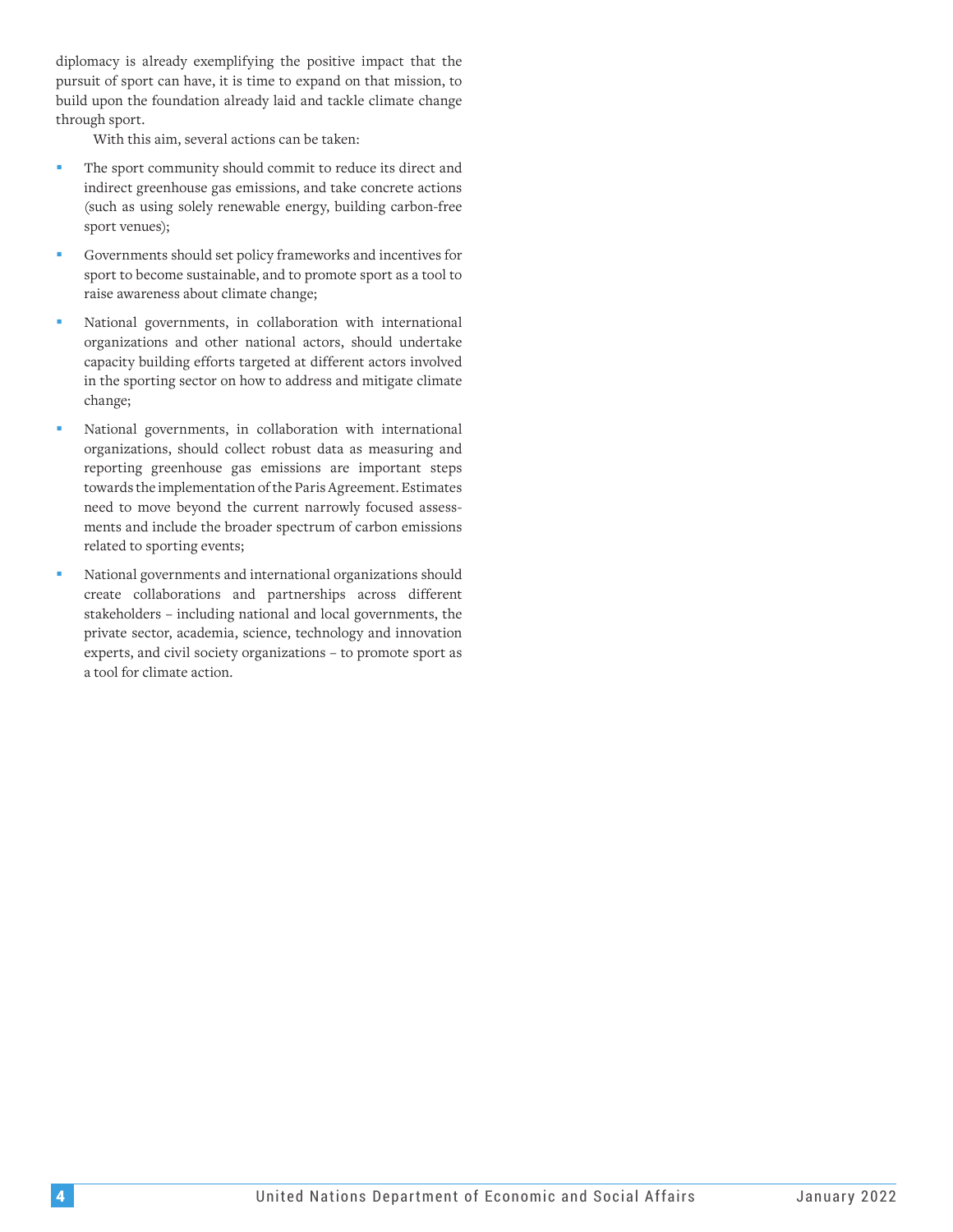diplomacy is already exemplifying the positive impact that the pursuit of sport can have, it is time to expand on that mission, to build upon the foundation already laid and tackle climate change through sport.

With this aim, several actions can be taken:

- The sport community should commit to reduce its direct and indirect greenhouse gas emissions, and take concrete actions (such as using solely renewable energy, building carbon-free sport venues);
- Governments should set policy frameworks and incentives for sport to become sustainable, and to promote sport as a tool to raise awareness about climate change;
- National governments, in collaboration with international organizations and other national actors, should undertake capacity building efforts targeted at different actors involved in the sporting sector on how to address and mitigate climate change;
- National governments, in collaboration with international organizations, should collect robust data as measuring and reporting greenhouse gas emissions are important steps towards the implementation of the Paris Agreement. Estimates need to move beyond the current narrowly focused assessments and include the broader spectrum of carbon emissions related to sporting events;
- National governments and international organizations should create collaborations and partnerships across different stakeholders – including national and local governments, the private sector, academia, science, technology and innovation experts, and civil society organizations – to promote sport as a tool for climate action.